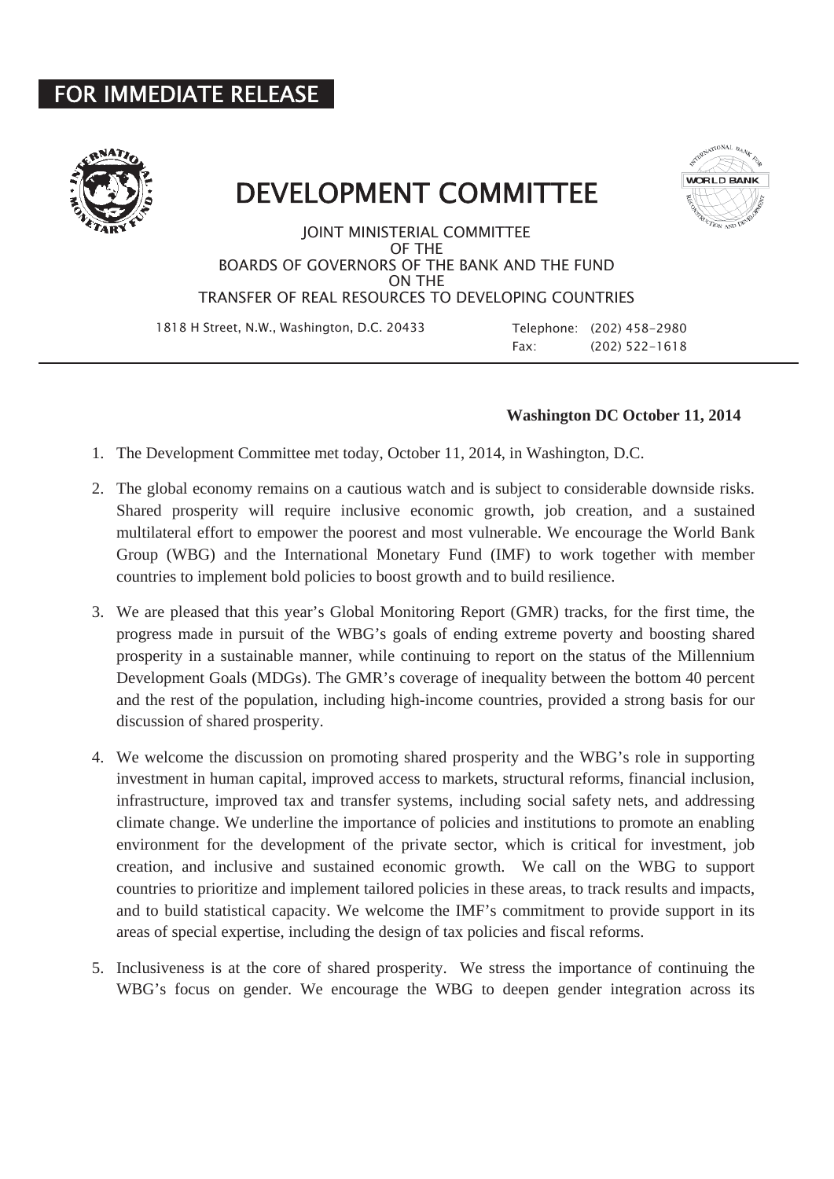FOR IMMEDIATE RELEASE

# DEVELOPMENT COMMITTEE

JOINT MINISTERIAL COMMITTEE
OF THE
BOARDS OF GOVERNORS OF THE BANK AND THE FUND
ON THE
TRANSFER OF REAL RESOURCES TO DEVELOPING COUNTRIES

1818 H Street, N.W., Washington, D.C. 20433

Telephone: (202) 458-2980
Fax: (202) 522-1618

---

**Washington DC October 11, 2014**

1. The Development Committee met today, October 11, 2014, in Washington, D.C.

2. The global economy remains on a cautious watch and is subject to considerable downside risks. Shared prosperity will require inclusive economic growth, job creation, and a sustained multilateral effort to empower the poorest and most vulnerable. We encourage the World Bank Group (WBG) and the International Monetary Fund (IMF) to work together with member countries to implement bold policies to boost growth and to build resilience.

3. We are pleased that this year's Global Monitoring Report (GMR) tracks, for the first time, the progress made in pursuit of the WBG's goals of ending extreme poverty and boosting shared prosperity in a sustainable manner, while continuing to report on the status of the Millennium Development Goals (MDGs). The GMR's coverage of inequality between the bottom 40 percent and the rest of the population, including high-income countries, provided a strong basis for our discussion of shared prosperity.

4. We welcome the discussion on promoting shared prosperity and the WBG's role in supporting investment in human capital, improved access to markets, structural reforms, financial inclusion, infrastructure, improved tax and transfer systems, including social safety nets, and addressing climate change. We underline the importance of policies and institutions to promote an enabling environment for the development of the private sector, which is critical for investment, job creation, and inclusive and sustained economic growth. We call on the WBG to support countries to prioritize and implement tailored policies in these areas, to track results and impacts, and to build statistical capacity. We welcome the IMF's commitment to provide support in its areas of special expertise, including the design of tax policies and fiscal reforms.

5. Inclusiveness is at the core of shared prosperity. We stress the importance of continuing the WBG's focus on gender. We encourage the WBG to deepen gender integration across its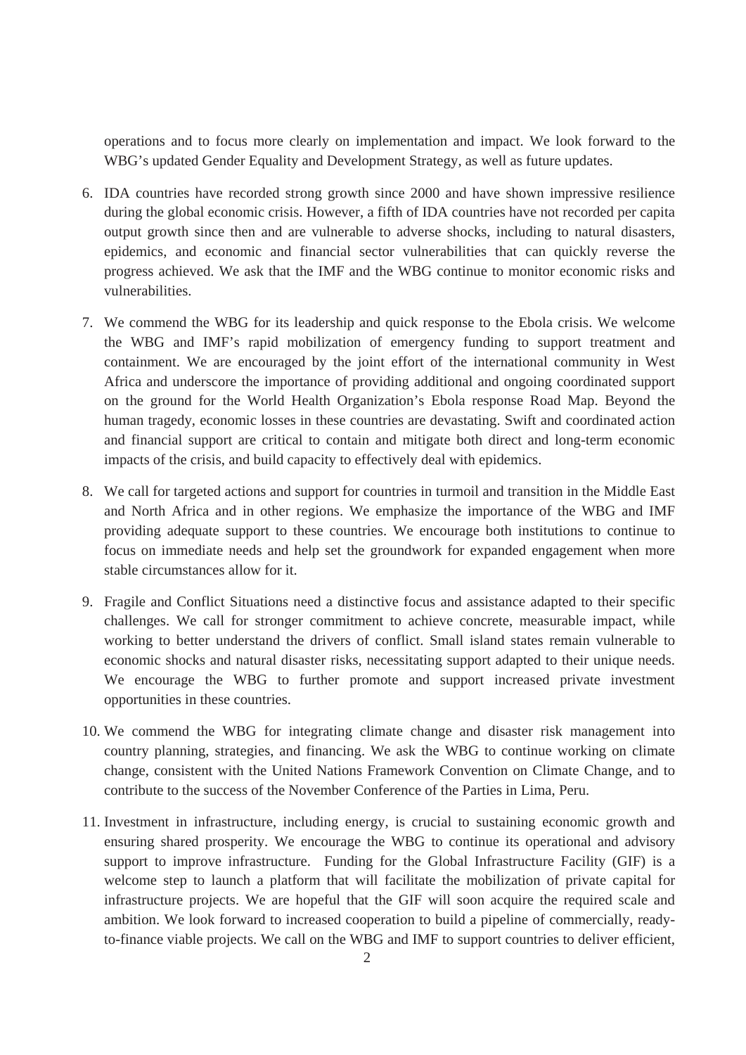operations and to focus more clearly on implementation and impact. We look forward to the WBG's updated Gender Equality and Development Strategy, as well as future updates.

6. IDA countries have recorded strong growth since 2000 and have shown impressive resilience during the global economic crisis. However, a fifth of IDA countries have not recorded per capita output growth since then and are vulnerable to adverse shocks, including to natural disasters, epidemics, and economic and financial sector vulnerabilities that can quickly reverse the progress achieved. We ask that the IMF and the WBG continue to monitor economic risks and vulnerabilities.

7. We commend the WBG for its leadership and quick response to the Ebola crisis. We welcome the WBG and IMF's rapid mobilization of emergency funding to support treatment and containment. We are encouraged by the joint effort of the international community in West Africa and underscore the importance of providing additional and ongoing coordinated support on the ground for the World Health Organization's Ebola response Road Map. Beyond the human tragedy, economic losses in these countries are devastating. Swift and coordinated action and financial support are critical to contain and mitigate both direct and long-term economic impacts of the crisis, and build capacity to effectively deal with epidemics.

8. We call for targeted actions and support for countries in turmoil and transition in the Middle East and North Africa and in other regions. We emphasize the importance of the WBG and IMF providing adequate support to these countries. We encourage both institutions to continue to focus on immediate needs and help set the groundwork for expanded engagement when more stable circumstances allow for it.

9. Fragile and Conflict Situations need a distinctive focus and assistance adapted to their specific challenges. We call for stronger commitment to achieve concrete, measurable impact, while working to better understand the drivers of conflict. Small island states remain vulnerable to economic shocks and natural disaster risks, necessitating support adapted to their unique needs. We encourage the WBG to further promote and support increased private investment opportunities in these countries.

10. We commend the WBG for integrating climate change and disaster risk management into country planning, strategies, and financing. We ask the WBG to continue working on climate change, consistent with the United Nations Framework Convention on Climate Change, and to contribute to the success of the November Conference of the Parties in Lima, Peru.

11. Investment in infrastructure, including energy, is crucial to sustaining economic growth and ensuring shared prosperity. We encourage the WBG to continue its operational and advisory support to improve infrastructure. Funding for the Global Infrastructure Facility (GIF) is a welcome step to launch a platform that will facilitate the mobilization of private capital for infrastructure projects. We are hopeful that the GIF will soon acquire the required scale and ambition. We look forward to increased cooperation to build a pipeline of commercially, ready-to-finance viable projects. We call on the WBG and IMF to support countries to deliver efficient,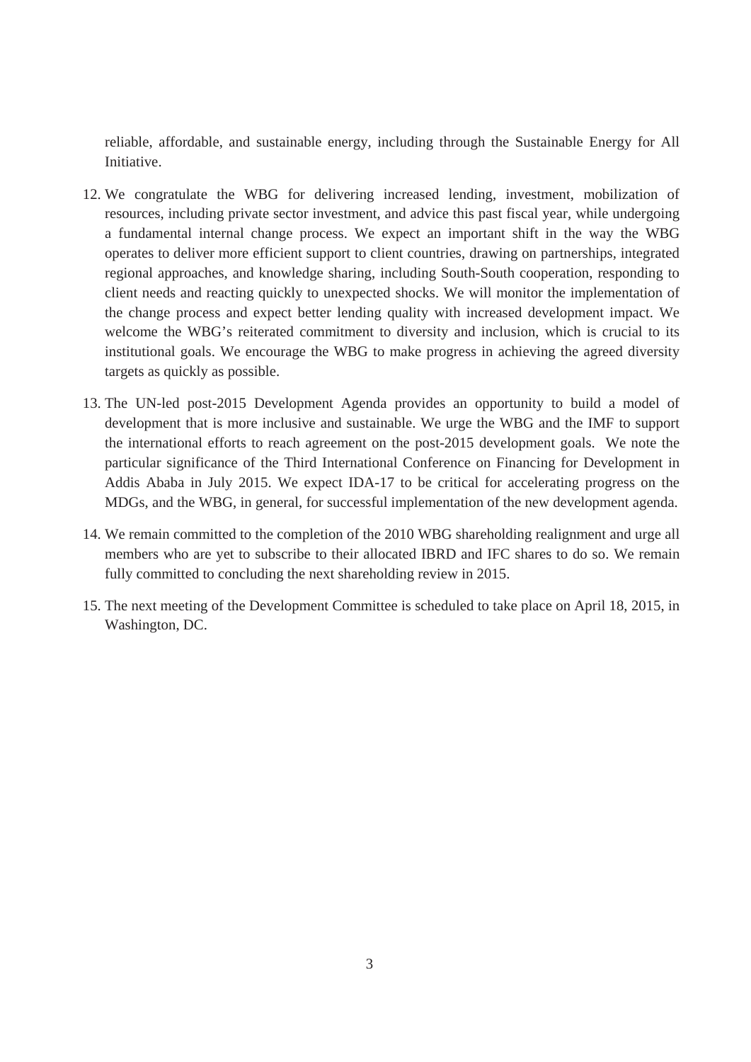reliable, affordable, and sustainable energy, including through the Sustainable Energy for All Initiative.

12. We congratulate the WBG for delivering increased lending, investment, mobilization of resources, including private sector investment, and advice this past fiscal year, while undergoing a fundamental internal change process. We expect an important shift in the way the WBG operates to deliver more efficient support to client countries, drawing on partnerships, integrated regional approaches, and knowledge sharing, including South-South cooperation, responding to client needs and reacting quickly to unexpected shocks. We will monitor the implementation of the change process and expect better lending quality with increased development impact. We welcome the WBG's reiterated commitment to diversity and inclusion, which is crucial to its institutional goals. We encourage the WBG to make progress in achieving the agreed diversity targets as quickly as possible.

13. The UN-led post-2015 Development Agenda provides an opportunity to build a model of development that is more inclusive and sustainable. We urge the WBG and the IMF to support the international efforts to reach agreement on the post-2015 development goals. We note the particular significance of the Third International Conference on Financing for Development in Addis Ababa in July 2015. We expect IDA-17 to be critical for accelerating progress on the MDGs, and the WBG, in general, for successful implementation of the new development agenda.

14. We remain committed to the completion of the 2010 WBG shareholding realignment and urge all members who are yet to subscribe to their allocated IBRD and IFC shares to do so. We remain fully committed to concluding the next shareholding review in 2015.

15. The next meeting of the Development Committee is scheduled to take place on April 18, 2015, in Washington, DC.